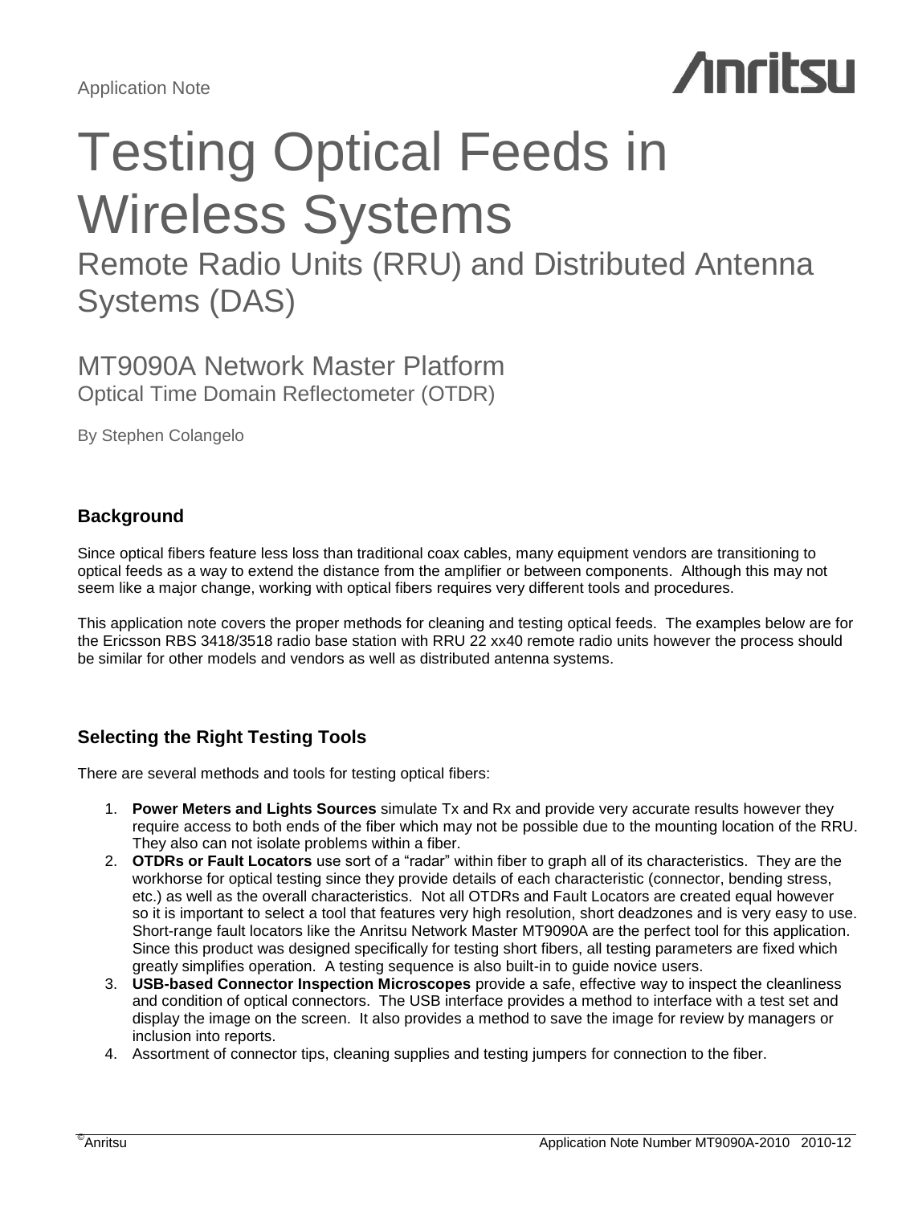Application Note

# Testing Optical Feeds in Wireless Systems

## Remote Radio Units (RRU) and Distributed Antenna Systems (DAS)

### MT9090A Network Master Platform

Optical Time Domain Reflectometer (OTDR)

By Stephen Colangelo

### Background

Since optical fibers feature less loss than traditional coax cables, many equipment vendors are transitioning to optical feeds as a way to extend the distance from the amplifier or between components. Although this may not seem like a major change, working with optical fibers requires very different tools and procedures.

This application note covers the proper methods for cleaning and testing optical feeds. The examples below are for the Ericsson RBS 3418/3518 radio base station with RRU 22 xx40 remote radio units however the process should be similar for other models and vendors as well as distributed antenna systems.

### Selecting the Right Testing Tools

There are several methods and tools for testing optical fibers:

1. **Power Meters and Lights Sources** simulate Tx and Rx and provide very accurate results however they require access to both ends of the fiber which may not be possible due to the mounting location of the RRU. They also can not isolate problems within a fiber.
2. **OTDRs or Fault Locators** use sort of a "radar" within fiber to graph all of its characteristics. They are the workhorse for optical testing since they provide details of each characteristic (connector, bending stress, etc.) as well as the overall characteristics. Not all OTDRs and Fault Locators are created equal however so it is important to select a tool that features very high resolution, short deadzones and is very easy to use. Short-range fault locators like the Anritsu Network Master MT9090A are the perfect tool for this application. Since this product was designed specifically for testing short fibers, all testing parameters are fixed which greatly simplifies operation. A testing sequence is also built-in to guide novice users.
3. **USB-based Connector Inspection Microscopes** provide a safe, effective way to inspect the cleanliness and condition of optical connectors. The USB interface provides a method to interface with a test set and display the image on the screen. It also provides a method to save the image for review by managers or inclusion into reports.
4. Assortment of connector tips, cleaning supplies and testing jumpers for connection to the fiber.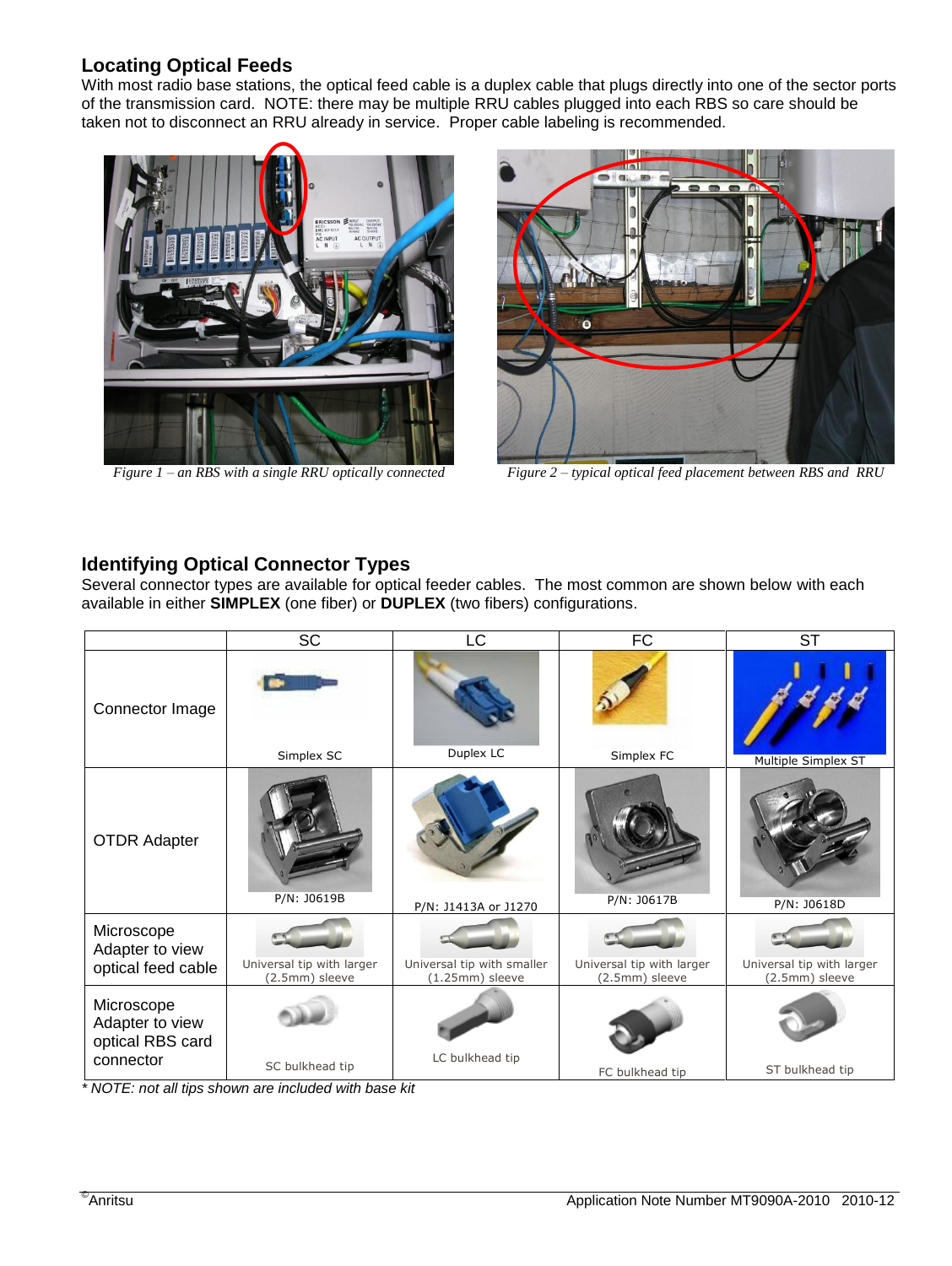## Locating Optical Feeds

With most radio base stations, the optical feed cable is a duplex cable that plugs directly into one of the sector ports of the transmission card. NOTE: there may be multiple RRU cables plugged into each RBS so care should be taken not to disconnect an RRU already in service. Proper cable labeling is recommended.

*Figure 1 – an RBS with a single RRU optically connected*

*Figure 2 – typical optical feed placement between RBS and RRU*

## Identifying Optical Connector Types

Several connector types are available for optical feeder cables. The most common are shown below with each available in either **SIMPLEX** (one fiber) or **DUPLEX** (two fibers) configurations.

| | SC | LC | FC | ST |
|---|---|---|---|---|
| Connector Image | Simplex SC | Duplex LC | Simplex FC | Multiple Simplex ST |
| OTDR Adapter | P/N: J0619B | P/N: J1413A or J1270 | P/N: J0617B | P/N: J0618D |
| Microscope Adapter to view optical feed cable | Universal tip with larger (2.5mm) sleeve | Universal tip with smaller (1.25mm) sleeve | Universal tip with larger (2.5mm) sleeve | Universal tip with larger (2.5mm) sleeve |
| Microscope Adapter to view optical RBS card connector | SC bulkhead tip | LC bulkhead tip | FC bulkhead tip | ST bulkhead tip |

*\* NOTE: not all tips shown are included with base kit*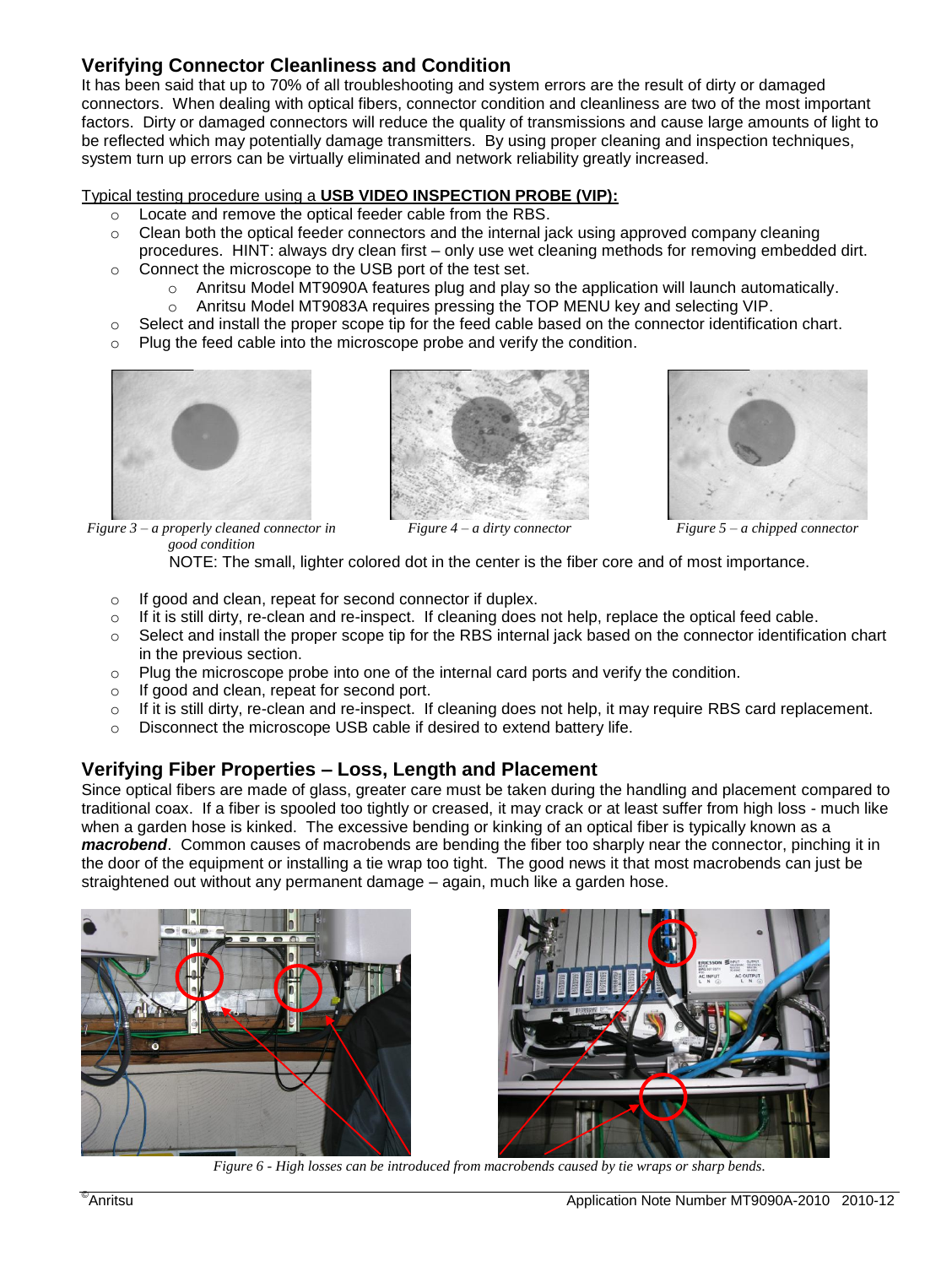## Verifying Connector Cleanliness and Condition

It has been said that up to 70% of all troubleshooting and system errors are the result of dirty or damaged connectors. When dealing with optical fibers, connector condition and cleanliness are two of the most important factors. Dirty or damaged connectors will reduce the quality of transmissions and cause large amounts of light to be reflected which may potentially damage transmitters. By using proper cleaning and inspection techniques, system turn up errors can be virtually eliminated and network reliability greatly increased.

Typical testing procedure using a **USB VIDEO INSPECTION PROBE (VIP):**

- Locate and remove the optical feeder cable from the RBS.
- Clean both the optical feeder connectors and the internal jack using approved company cleaning procedures. HINT: always dry clean first – only use wet cleaning methods for removing embedded dirt.
- Connect the microscope to the USB port of the test set.
  - Anritsu Model MT9090A features plug and play so the application will launch automatically.
  - Anritsu Model MT9083A requires pressing the TOP MENU key and selecting VIP.
- Select and install the proper scope tip for the feed cable based on the connector identification chart.
- Plug the feed cable into the microscope probe and verify the condition.

*Figure 3 – a properly cleaned connector in good condition*

*Figure 4 – a dirty connector*

*Figure 5 – a chipped connector*

NOTE: The small, lighter colored dot in the center is the fiber core and of most importance.

- If good and clean, repeat for second connector if duplex.
- If it is still dirty, re-clean and re-inspect. If cleaning does not help, replace the optical feed cable.
- Select and install the proper scope tip for the RBS internal jack based on the connector identification chart in the previous section.
- Plug the microscope probe into one of the internal card ports and verify the condition.
- If good and clean, repeat for second port.
- If it is still dirty, re-clean and re-inspect. If cleaning does not help, it may require RBS card replacement.
- Disconnect the microscope USB cable if desired to extend battery life.

## Verifying Fiber Properties – Loss, Length and Placement

Since optical fibers are made of glass, greater care must be taken during the handling and placement compared to traditional coax. If a fiber is spooled too tightly or creased, it may crack or at least suffer from high loss - much like when a garden hose is kinked. The excessive bending or kinking of an optical fiber is typically known as a ***macrobend***. Common causes of macrobends are bending the fiber too sharply near the connector, pinching it in the door of the equipment or installing a tie wrap too tight. The good news it that most macrobends can just be straightened out without any permanent damage – again, much like a garden hose.

*Figure 6 - High losses can be introduced from macrobends caused by tie wraps or sharp bends.*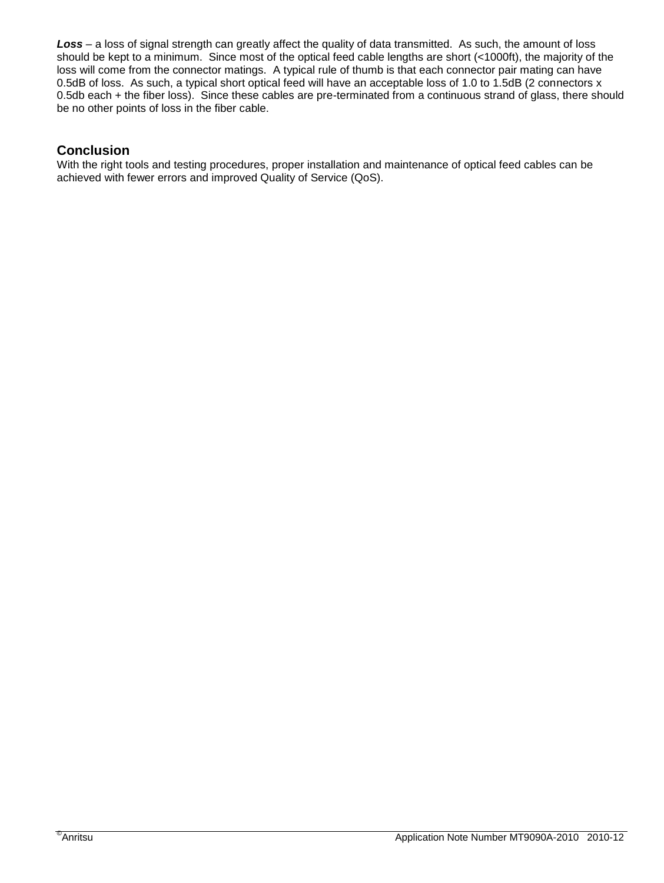***Loss*** – a loss of signal strength can greatly affect the quality of data transmitted. As such, the amount of loss should be kept to a minimum. Since most of the optical feed cable lengths are short (<1000ft), the majority of the loss will come from the connector matings. A typical rule of thumb is that each connector pair mating can have 0.5dB of loss. As such, a typical short optical feed will have an acceptable loss of 1.0 to 1.5dB (2 connectors x 0.5db each + the fiber loss). Since these cables are pre-terminated from a continuous strand of glass, there should be no other points of loss in the fiber cable.

## Conclusion

With the right tools and testing procedures, proper installation and maintenance of optical feed cables can be achieved with fewer errors and improved Quality of Service (QoS).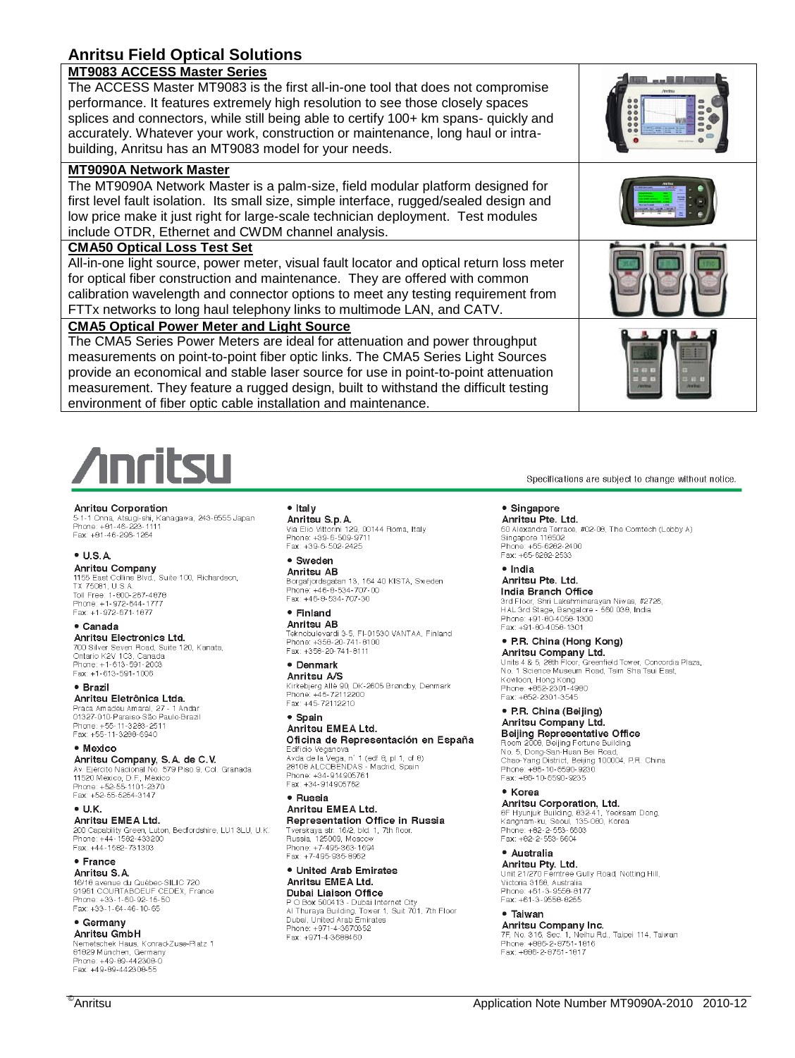# Anritsu Field Optical Solutions

**MT9083 ACCESS Master Series**

The ACCESS Master MT9083 is the first all-in-one tool that does not compromise performance. It features extremely high resolution to see those closely spaces splices and connectors, while still being able to certify 100+ km spans- quickly and accurately. Whatever your work, construction or maintenance, long haul or intra-building, Anritsu has an MT9083 model for your needs.

**MT9090A Network Master**

The MT9090A Network Master is a palm-size, field modular platform designed for first level fault isolation. Its small size, simple interface, rugged/sealed design and low price make it just right for large-scale technician deployment. Test modules include OTDR, Ethernet and CWDM channel analysis.

**CMA50 Optical Loss Test Set**

All-in-one light source, power meter, visual fault locator and optical return loss meter for optical fiber construction and maintenance. They are offered with common calibration wavelength and connector options to meet any testing requirement from FTTx networks to long haul telephony links to multimode LAN, and CATV.

**CMA5 Optical Power Meter and Light Source**

The CMA5 Series Power Meters are ideal for attenuation and power throughput measurements on point-to-point fiber optic links. The CMA5 Series Light Sources provide an economical and stable laser source for use in point-to-point attenuation measurement. They feature a rugged design, built to withstand the difficult testing environment of fiber optic cable installation and maintenance.

Anritsu

Specifications are subject to change without notice.

**Anritsu Corporation**
5-1-1 Onna, Atsugi-shi, Kanagawa, 243-8555 Japan
Phone: +81-46-223-1111
Fax: +81-46-296-1264

• **U.S.A.**
**Anritsu Company**
1155 East Collins Blvd., Suite 100, Richardson, TX 75081, U.S.A.
Toll Free: 1-800-267-4878
Phone: +1-972-644-1777
Fax: +1-972-671-1877

• **Canada**
**Anritsu Electronics Ltd.**
700 Silver Seven Road, Suite 120, Kanata, Ontario K2V 1C3, Canada
Phone: +1-613-591-2003
Fax: +1-613-591-1006

• **Brazil**
**Anritsu Eletrônica Ltda.**
Praca Amadeu Amaral, 27 - 1 Andar
01327-010-Paraiso-São Paulo-Brazil
Phone: +55-11-3283-2511
Fax: +55-11-3288-6940

• **Mexico**
**Anritsu Company, S.A. de C.V.**
Av. Ejército Nacional No. 579 Piso 9, Col. Granada
11520 México, D.F., México
Phone: +52-55-1101-2370
Fax: +52-55-5254-3147

• **U.K.**
**Anritsu EMEA Ltd.**
200 Capability Green, Luton, Bedfordshire, LU1 3LU, U.K.
Phone: +44-1582-433200
Fax: +44-1582-731303

• **France**
**Anritsu S.A.**
16/18 avenue du Québec-SILIC 720
91961 COURTABOEUF CEDEX, France
Phone: +33-1-60-92-15-50
Fax: +33-1-64-46-10-65

• **Germany**
**Anritsu GmbH**
Nemetschek Haus, Konrad-Zuse-Platz 1
81829 München, Germany
Phone: +49-89-442308-0
Fax: +49-89-442308-55

• **Italy**
**Anritsu S.p.A.**
Via Elio Vittorini 129, 00144 Roma, Italy
Phone: +39-6-509-9711
Fax: +39-6-502-2425

• **Sweden**
**Anritsu AB**
Borgafjordsgatan 13, 164 40 KISTA, Sweden
Phone: +46-8-534-707-00
Fax: +46-8-534-707-30

• **Finland**
**Anritsu AB**
Teknobulevardi 3-5, FI-01530 VANTAA, Finland
Phone: +358-20-741-8100
Fax: +358-20-741-8111

• **Denmark**
**Anritsu A/S**
Kirkebjerg Allé 90, DK-2605 Brøndby, Denmark
Phone: +45-72112200
Fax: +45-72112210

• **Spain**
**Anritsu EMEA Ltd.**
**Oficina de Representación en España**
Edificio Veganova
Avda de la Vega, n° 1 (edf 8, pl 1, of 8)
28108 ALCOBENDAS - Madrid, Spain
Phone: +34-914905761
Fax: +34-914905762

• **Russia**
**Anritsu EMEA Ltd.**
**Representation Office in Russia**
Tverskaya str. 16/2, bld. 1, 7th floor.
Russia, 125009, Moscow
Phone: +7-495-363-1694
Fax: +7-495-935-8962

• **United Arab Emirates**
**Anritsu EMEA Ltd.**
**Dubai Liaison Office**
P O Box 500413 - Dubai Internet City
Al Thuraya Building, Tower 1, Suit 701, 7th Floor
Dubai, United Arab Emirates
Phone: +971-4-3670352
Fax: +971-4-3688460

• **Singapore**
**Anritsu Pte. Ltd.**
60 Alexandra Terrace, #02-08, The Comtech (Lobby A)
Singapore 118502
Phone: +65-6282-2400
Fax: +65-6282-2533

• **India**
**Anritsu Pte. Ltd.**
**India Branch Office**
3rd Floor, Shri Lakshminarayan Niwas, #2726,
HAL 3rd Stage, Bangalore - 560 038, India
Phone: +91-80-4058-1300
Fax: +91-80-4058-1301

• **P.R. China (Hong Kong)**
**Anritsu Company Ltd.**
Units 4 & 5, 28th Floor, Greenfield Tower, Concordia Plaza,
No. 1 Science Museum Road, Tsim Sha Tsui East,
Kowloon, Hong Kong
Phone: +852-2301-4980
Fax: +852-2301-3545

• **P.R. China (Beijing)**
**Anritsu Company Ltd.**
**Beijing Representative Office**
Room 2008, Beijing Fortune Building,
No. 5, Dong-San-Huan Bei Road,
Chao-Yang District, Beijing 100004, P.R. China
Phone: +86-10-6590-9230
Fax: +86-10-6590-9235

• **Korea**
**Anritsu Corporation, Ltd.**
8F Hyunjuk Building, 832-41, Yeoksam Dong,
Kangnam-ku, Seoul, 135-080, Korea
Phone: +82-2-553-6603
Fax: +82-2-553-6604

• **Australia**
**Anritsu Pty. Ltd.**
Unit 21/270 Ferntree Gully Road, Notting Hill,
Victoria 3168, Australia
Phone: +61-3-9558-8177
Fax: +61-3-9558-8255

• **Taiwan**
**Anritsu Company Inc.**
7F, No. 316, Sec. 1, Neihu Rd., Taipei 114, Taiwan
Phone: +886-2-8751-1816
Fax: +886-2-8751-1817

©Anritsu

Application Note Number MT9090A-2010 2010-12